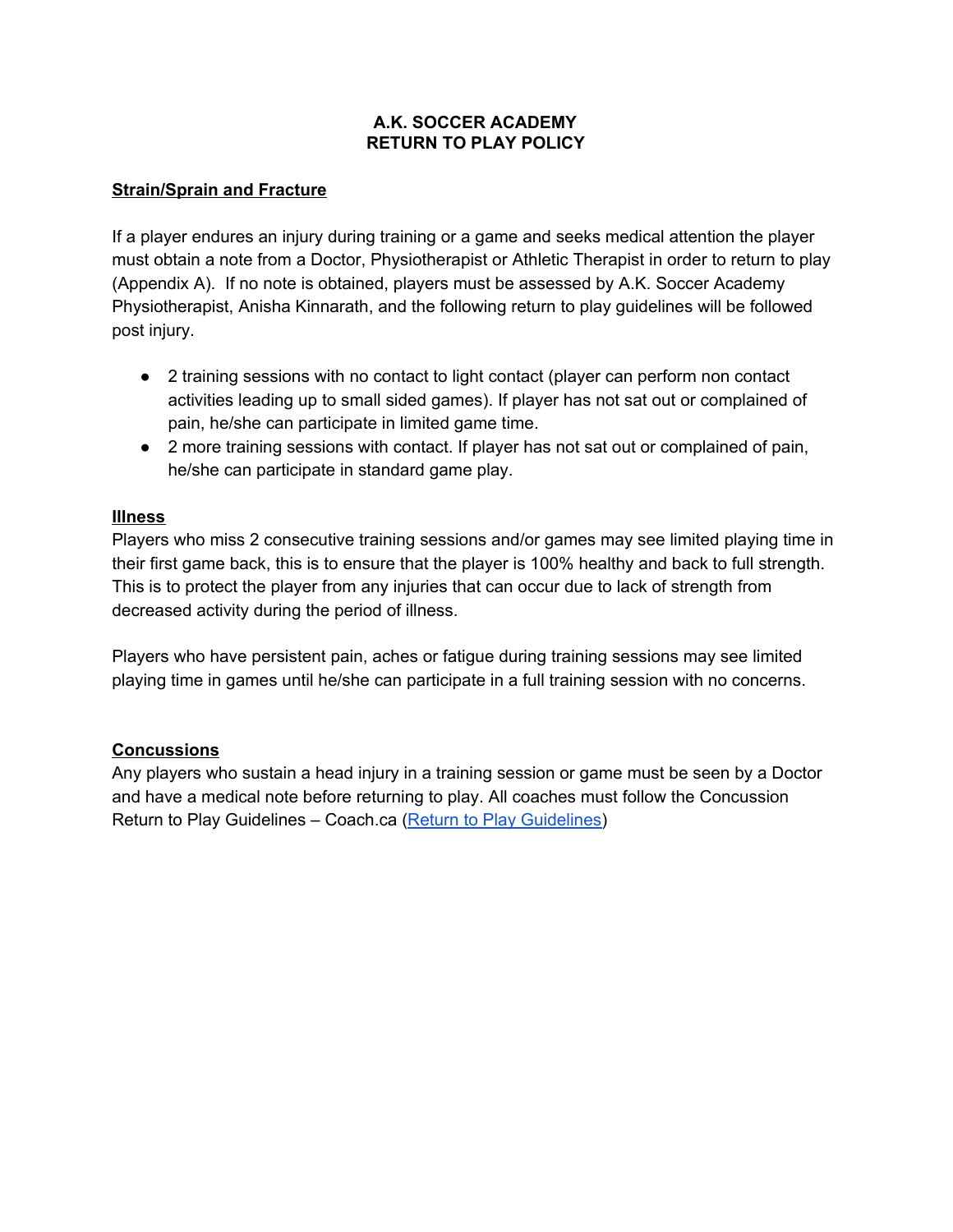# A.K. SOCCER ACADEMY
# RETURN TO PLAY POLICY

## Strain/Sprain and Fracture

If a player endures an injury during training or a game and seeks medical attention the player must obtain a note from a Doctor, Physiotherapist or Athletic Therapist in order to return to play (Appendix A). If no note is obtained, players must be assessed by A.K. Soccer Academy Physiotherapist, Anisha Kinnarath, and the following return to play guidelines will be followed post injury.

- 2 training sessions with no contact to light contact (player can perform non contact activities leading up to small sided games). If player has not sat out or complained of pain, he/she can participate in limited game time.
- 2 more training sessions with contact. If player has not sat out or complained of pain, he/she can participate in standard game play.

## Illness

Players who miss 2 consecutive training sessions and/or games may see limited playing time in their first game back, this is to ensure that the player is 100% healthy and back to full strength. This is to protect the player from any injuries that can occur due to lack of strength from decreased activity during the period of illness.

Players who have persistent pain, aches or fatigue during training sessions may see limited playing time in games until he/she can participate in a full training session with no concerns.

## Concussions

Any players who sustain a head injury in a training session or game must be seen by a Doctor and have a medical note before returning to play. All coaches must follow the Concussion Return to Play Guidelines – Coach.ca (Return to Play Guidelines)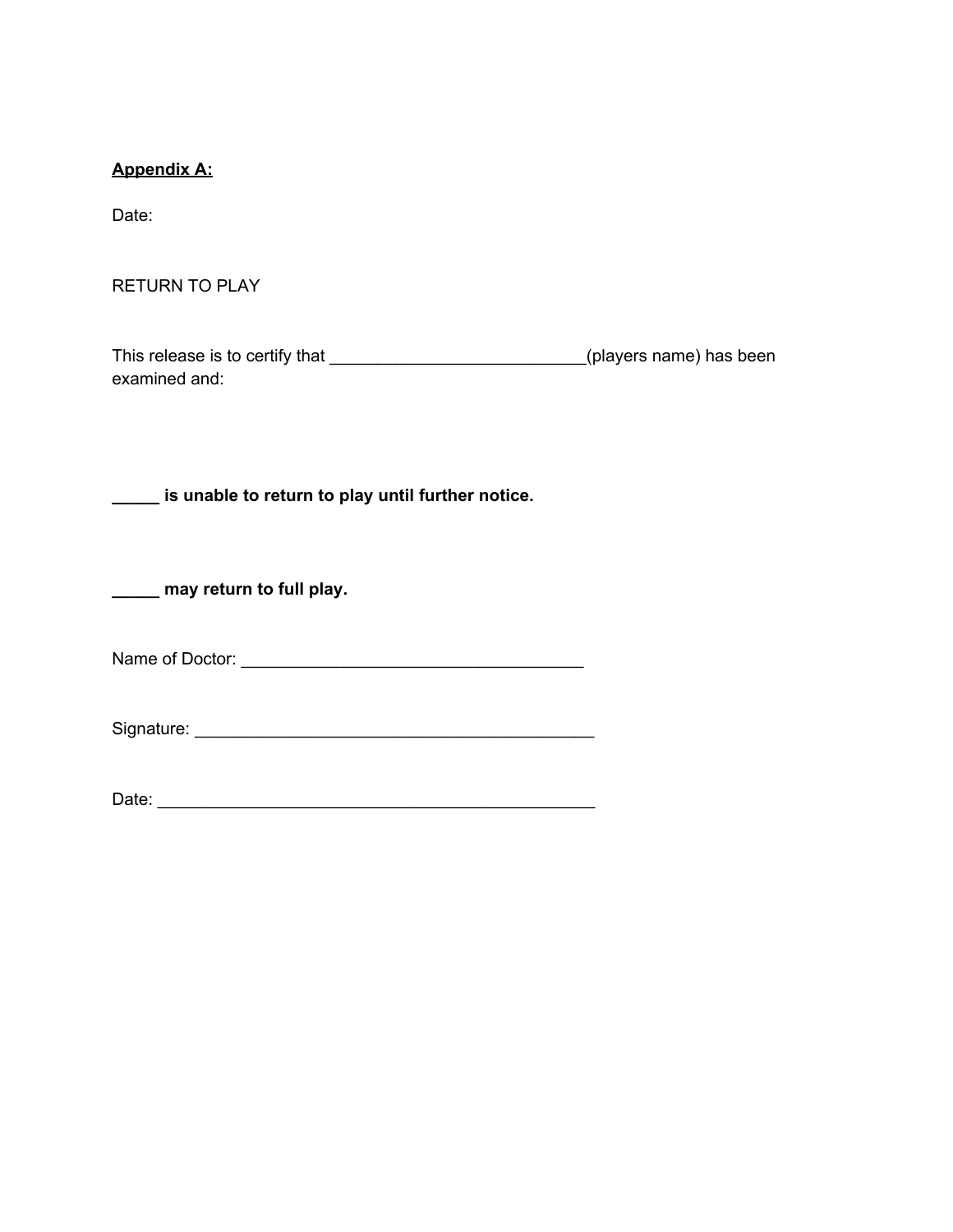**<u>Appendix A:</u>**

Date:

RETURN TO PLAY

This release is to certify that ___________________________(players name) has been examined and:

**_____ is unable to return to play until further notice.**

**_____ may return to full play.**

Name of Doctor: ____________________________________

Signature: __________________________________________

Date: ______________________________________________